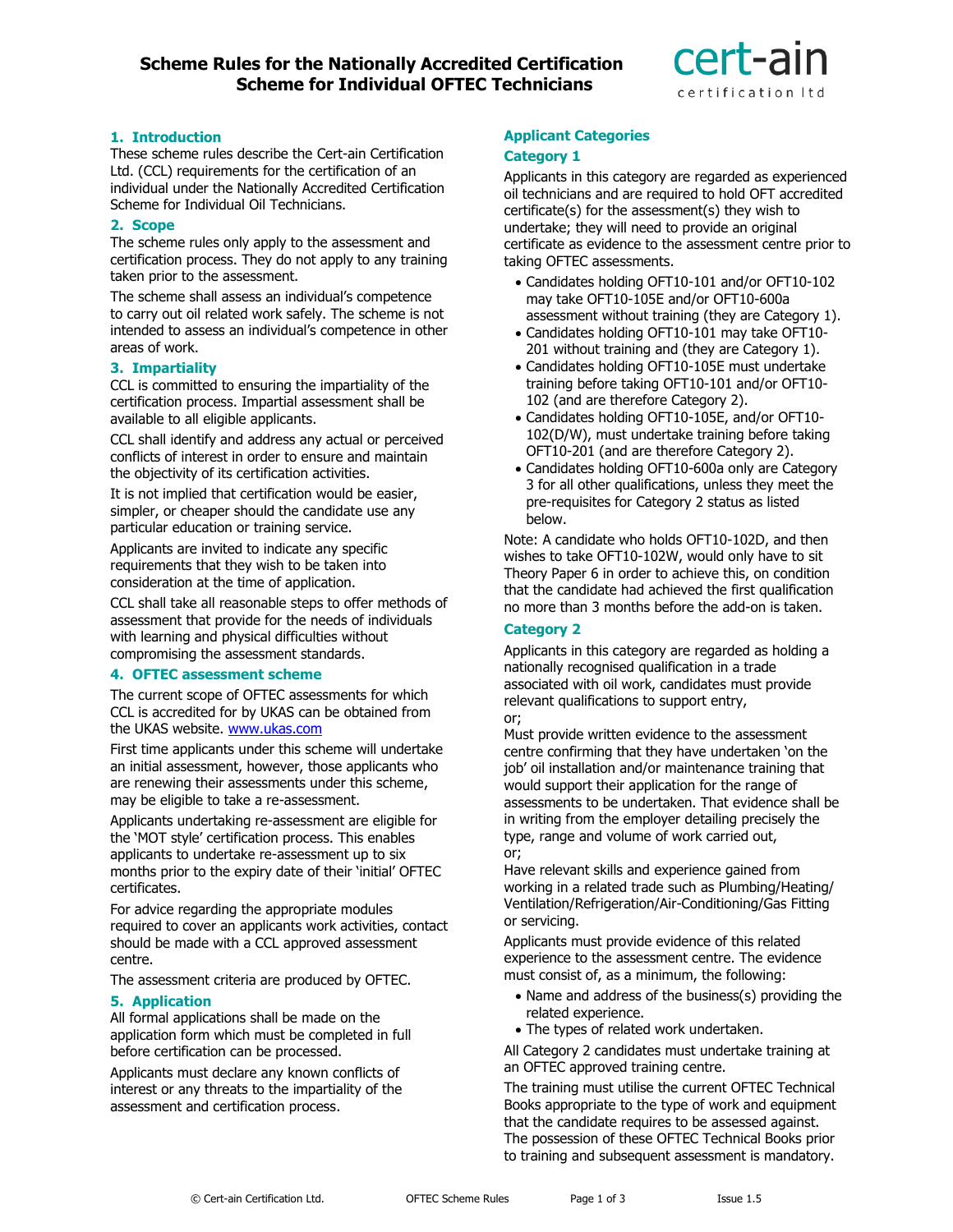# Scheme Rules for the Nationally Accredited Certification Scheme for Individual OFTEC Technicians

cert-ain certification ltd

## 1. Introduction

These scheme rules describe the Cert-ain Certification Ltd. (CCL) requirements for the certification of an individual under the Nationally Accredited Certification Scheme for Individual Oil Technicians.

## 2. Scope

The scheme rules only apply to the assessment and certification process. They do not apply to any training taken prior to the assessment.

The scheme shall assess an individual's competence to carry out oil related work safely. The scheme is not intended to assess an individual's competence in other areas of work.

## 3. Impartiality

CCL is committed to ensuring the impartiality of the certification process. Impartial assessment shall be available to all eligible applicants.

CCL shall identify and address any actual or perceived conflicts of interest in order to ensure and maintain the objectivity of its certification activities.

It is not implied that certification would be easier, simpler, or cheaper should the candidate use any particular education or training service.

Applicants are invited to indicate any specific requirements that they wish to be taken into consideration at the time of application.

CCL shall take all reasonable steps to offer methods of assessment that provide for the needs of individuals with learning and physical difficulties without compromising the assessment standards.

## 4. OFTEC assessment scheme

The current scope of OFTEC assessments for which CCL is accredited for by UKAS can be obtained from the UKAS website. www.ukas.com

First time applicants under this scheme will undertake an initial assessment, however, those applicants who are renewing their assessments under this scheme, may be eligible to take a re-assessment.

Applicants undertaking re-assessment are eligible for the 'MOT style' certification process. This enables applicants to undertake re-assessment up to six months prior to the expiry date of their 'initial' OFTEC certificates.

For advice regarding the appropriate modules required to cover an applicants work activities, contact should be made with a CCL approved assessment centre.

The assessment criteria are produced by OFTEC.

## 5. Application

All formal applications shall be made on the application form which must be completed in full before certification can be processed.

Applicants must declare any known conflicts of interest or any threats to the impartiality of the assessment and certification process.

### Applicant Categories

### Category 1

Applicants in this category are regarded as experienced oil technicians and are required to hold OFT accredited certificate(s) for the assessment(s) they wish to undertake; they will need to provide an original certificate as evidence to the assessment centre prior to taking OFTEC assessments.

- Candidates holding OFT10-101 and/or OFT10-102 may take OFT10-105E and/or OFT10-600a assessment without training (they are Category 1).
- Candidates holding OFT10-101 may take OFT10-201 without training and (they are Category 1).
- Candidates holding OFT10-105E must undertake training before taking OFT10-101 and/or OFT10-102 (and are therefore Category 2).
- Candidates holding OFT10-105E, and/or OFT10-102(D/W), must undertake training before taking OFT10-201 (and are therefore Category 2).
- Candidates holding OFT10-600a only are Category 3 for all other qualifications, unless they meet the pre-requisites for Category 2 status as listed below.

Note: A candidate who holds OFT10-102D, and then wishes to take OFT10-102W, would only have to sit Theory Paper 6 in order to achieve this, on condition that the candidate had achieved the first qualification no more than 3 months before the add-on is taken.

### Category 2

Applicants in this category are regarded as holding a nationally recognised qualification in a trade associated with oil work, candidates must provide relevant qualifications to support entry,

or;

Must provide written evidence to the assessment centre confirming that they have undertaken 'on the job' oil installation and/or maintenance training that would support their application for the range of assessments to be undertaken. That evidence shall be in writing from the employer detailing precisely the type, range and volume of work carried out,

or;

Have relevant skills and experience gained from working in a related trade such as Plumbing/Heating/ Ventilation/Refrigeration/Air-Conditioning/Gas Fitting or servicing.

Applicants must provide evidence of this related experience to the assessment centre. The evidence must consist of, as a minimum, the following:

- Name and address of the business(s) providing the related experience.
- The types of related work undertaken.

All Category 2 candidates must undertake training at an OFTEC approved training centre.

The training must utilise the current OFTEC Technical Books appropriate to the type of work and equipment that the candidate requires to be assessed against. The possession of these OFTEC Technical Books prior to training and subsequent assessment is mandatory.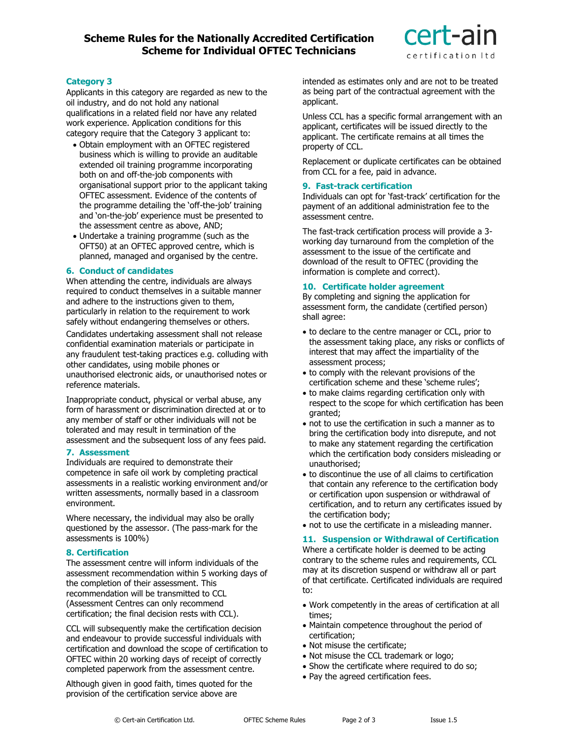### Category 3

Applicants in this category are regarded as new to the oil industry, and do not hold any national qualifications in a related field nor have any related work experience. Application conditions for this category require that the Category 3 applicant to:

- Obtain employment with an OFTEC registered business which is willing to provide an auditable extended oil training programme incorporating both on and off-the-job components with organisational support prior to the applicant taking OFTEC assessment. Evidence of the contents of the programme detailing the 'off-the-job' training and 'on-the-job' experience must be presented to the assessment centre as above, AND;
- Undertake a training programme (such as the OFT50) at an OFTEC approved centre, which is planned, managed and organised by the centre.

### 6. Conduct of candidates

When attending the centre, individuals are always required to conduct themselves in a suitable manner and adhere to the instructions given to them, particularly in relation to the requirement to work safely without endangering themselves or others.

Candidates undertaking assessment shall not release confidential examination materials or participate in any fraudulent test-taking practices e.g. colluding with other candidates, using mobile phones or unauthorised electronic aids, or unauthorised notes or reference materials.

Inappropriate conduct, physical or verbal abuse, any form of harassment or discrimination directed at or to any member of staff or other individuals will not be tolerated and may result in termination of the assessment and the subsequent loss of any fees paid.

### 7. Assessment

Individuals are required to demonstrate their competence in safe oil work by completing practical assessments in a realistic working environment and/or written assessments, normally based in a classroom environment.

Where necessary, the individual may also be orally questioned by the assessor. (The pass-mark for the assessments is 100%)

### 8. Certification

The assessment centre will inform individuals of the assessment recommendation within 5 working days of the completion of their assessment. This recommendation will be transmitted to CCL (Assessment Centres can only recommend certification; the final decision rests with CCL).

CCL will subsequently make the certification decision and endeavour to provide successful individuals with certification and download the scope of certification to OFTEC within 20 working days of receipt of correctly completed paperwork from the assessment centre.

Although given in good faith, times quoted for the provision of the certification service above are intended as estimates only and are not to be treated as being part of the contractual agreement with the applicant.

Unless CCL has a specific formal arrangement with an applicant, certificates will be issued directly to the applicant. The certificate remains at all times the property of CCL.

Replacement or duplicate certificates can be obtained from CCL for a fee, paid in advance.

### 9. Fast-track certification

Individuals can opt for 'fast-track' certification for the payment of an additional administration fee to the assessment centre.

The fast-track certification process will provide a 3-working day turnaround from the completion of the assessment to the issue of the certificate and download of the result to OFTEC (providing the information is complete and correct).

### 10. Certificate holder agreement

By completing and signing the application for assessment form, the candidate (certified person) shall agree:

- to declare to the centre manager or CCL, prior to the assessment taking place, any risks or conflicts of interest that may affect the impartiality of the assessment process;
- to comply with the relevant provisions of the certification scheme and these 'scheme rules';
- to make claims regarding certification only with respect to the scope for which certification has been granted;
- not to use the certification in such a manner as to bring the certification body into disrepute, and not to make any statement regarding the certification which the certification body considers misleading or unauthorised;
- to discontinue the use of all claims to certification that contain any reference to the certification body or certification upon suspension or withdrawal of certification, and to return any certificates issued by the certification body;
- not to use the certificate in a misleading manner.

### 11. Suspension or Withdrawal of Certification

Where a certificate holder is deemed to be acting contrary to the scheme rules and requirements, CCL may at its discretion suspend or withdraw all or part of that certificate. Certificated individuals are required to:

- Work competently in the areas of certification at all times;
- Maintain competence throughout the period of certification;
- Not misuse the certificate;
- Not misuse the CCL trademark or logo;
- Show the certificate where required to do so;
- Pay the agreed certification fees.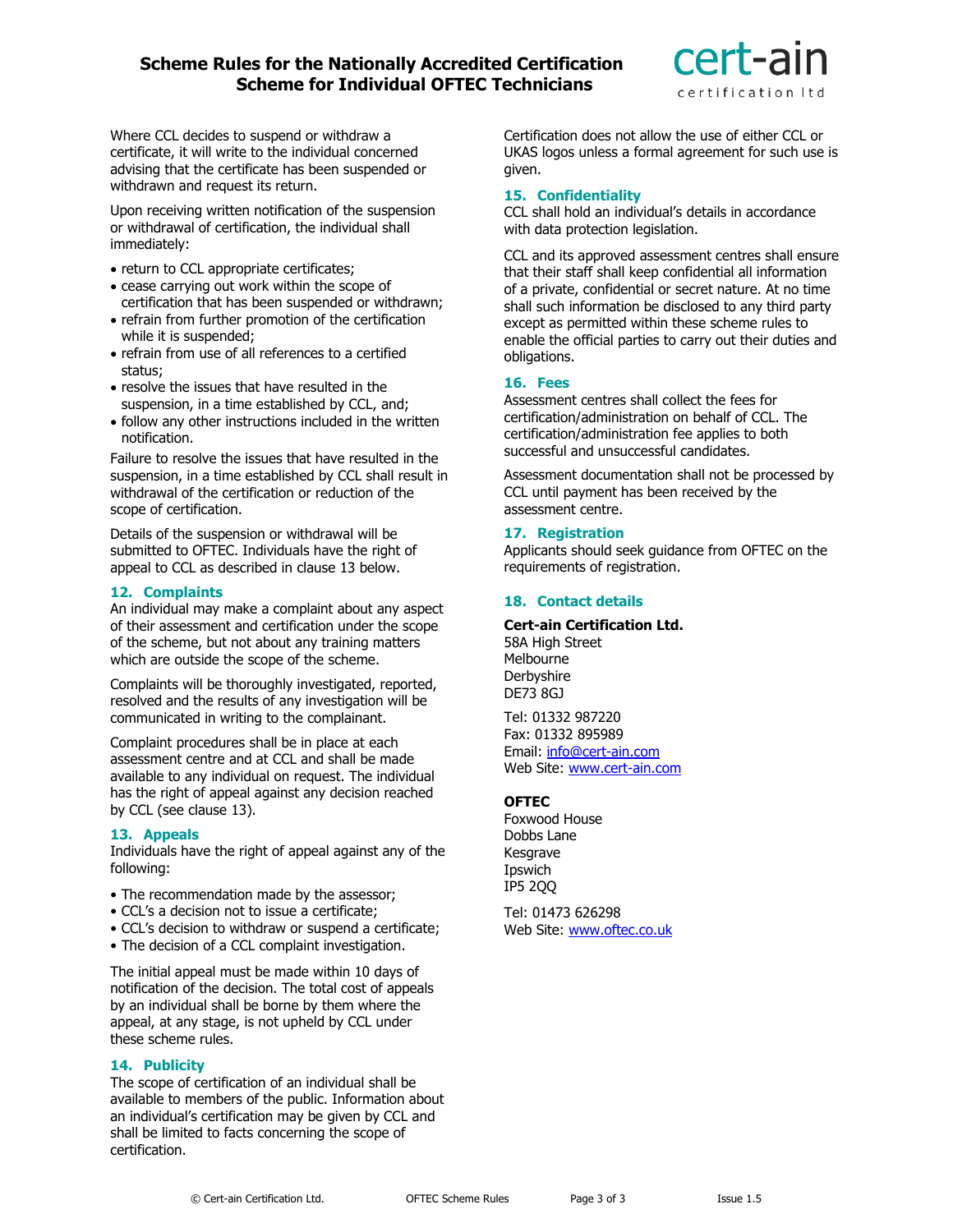Where CCL decides to suspend or withdraw a certificate, it will write to the individual concerned advising that the certificate has been suspended or withdrawn and request its return.

Upon receiving written notification of the suspension or withdrawal of certification, the individual shall immediately:

- return to CCL appropriate certificates;
- cease carrying out work within the scope of certification that has been suspended or withdrawn;
- refrain from further promotion of the certification while it is suspended;
- refrain from use of all references to a certified status;
- resolve the issues that have resulted in the suspension, in a time established by CCL, and;
- follow any other instructions included in the written notification.

Failure to resolve the issues that have resulted in the suspension, in a time established by CCL shall result in withdrawal of the certification or reduction of the scope of certification.

Details of the suspension or withdrawal will be submitted to OFTEC. Individuals have the right of appeal to CCL as described in clause 13 below.

## 12. Complaints

An individual may make a complaint about any aspect of their assessment and certification under the scope of the scheme, but not about any training matters which are outside the scope of the scheme.

Complaints will be thoroughly investigated, reported, resolved and the results of any investigation will be communicated in writing to the complainant.

Complaint procedures shall be in place at each assessment centre and at CCL and shall be made available to any individual on request. The individual has the right of appeal against any decision reached by CCL (see clause 13).

## 13. Appeals

Individuals have the right of appeal against any of the following:

- The recommendation made by the assessor;
- CCL's a decision not to issue a certificate;
- CCL's decision to withdraw or suspend a certificate;
- The decision of a CCL complaint investigation.

The initial appeal must be made within 10 days of notification of the decision. The total cost of appeals by an individual shall be borne by them where the appeal, at any stage, is not upheld by CCL under these scheme rules.

## 14. Publicity

The scope of certification of an individual shall be available to members of the public. Information about an individual's certification may be given by CCL and shall be limited to facts concerning the scope of certification.

Certification does not allow the use of either CCL or UKAS logos unless a formal agreement for such use is given.

## 15. Confidentiality

CCL shall hold an individual's details in accordance with data protection legislation.

CCL and its approved assessment centres shall ensure that their staff shall keep confidential all information of a private, confidential or secret nature. At no time shall such information be disclosed to any third party except as permitted within these scheme rules to enable the official parties to carry out their duties and obligations.

## 16. Fees

Assessment centres shall collect the fees for certification/administration on behalf of CCL. The certification/administration fee applies to both successful and unsuccessful candidates.

Assessment documentation shall not be processed by CCL until payment has been received by the assessment centre.

## 17. Registration

Applicants should seek guidance from OFTEC on the requirements of registration.

## 18. Contact details

**Cert-ain Certification Ltd.**
58A High Street
Melbourne
Derbyshire
DE73 8GJ

Tel: 01332 987220
Fax: 01332 895989
Email: info@cert-ain.com
Web Site: www.cert-ain.com

**OFTEC**
Foxwood House
Dobbs Lane
Kesgrave
Ipswich
IP5 2QQ

Tel: 01473 626298
Web Site: www.oftec.co.uk